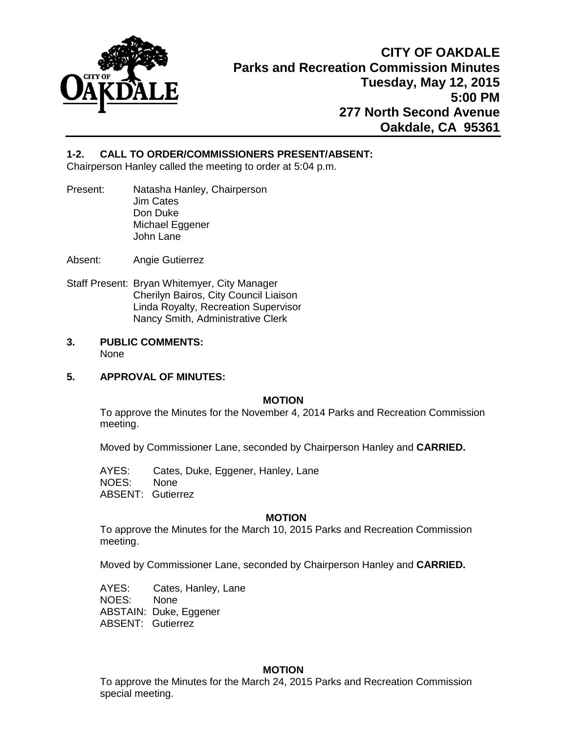# CITY OF OAKDALE
## Parks and Recreation Commission Minutes
**Tuesday, May 12, 2015**
**5:00 PM**
**277 North Second Avenue**
**Oakdale, CA 95361**

---

**1-2. CALL TO ORDER/COMMISSIONERS PRESENT/ABSENT:**
Chairperson Hanley called the meeting to order at 5:04 p.m.

Present: Natasha Hanley, Chairperson
Jim Cates
Don Duke
Michael Eggener
John Lane

Absent: Angie Gutierrez

Staff Present: Bryan Whitemyer, City Manager
Cherilyn Bairos, City Council Liaison
Linda Royalty, Recreation Supervisor
Nancy Smith, Administrative Clerk

**3. PUBLIC COMMENTS:**
None

**5. APPROVAL OF MINUTES:**

**MOTION**

To approve the Minutes for the November 4, 2014 Parks and Recreation Commission meeting.

Moved by Commissioner Lane, seconded by Chairperson Hanley and **CARRIED.**

AYES: Cates, Duke, Eggener, Hanley, Lane
NOES: None
ABSENT: Gutierrez

**MOTION**

To approve the Minutes for the March 10, 2015 Parks and Recreation Commission meeting.

Moved by Commissioner Lane, seconded by Chairperson Hanley and **CARRIED.**

AYES: Cates, Hanley, Lane
NOES: None
ABSTAIN: Duke, Eggener
ABSENT: Gutierrez

**MOTION**

To approve the Minutes for the March 24, 2015 Parks and Recreation Commission special meeting.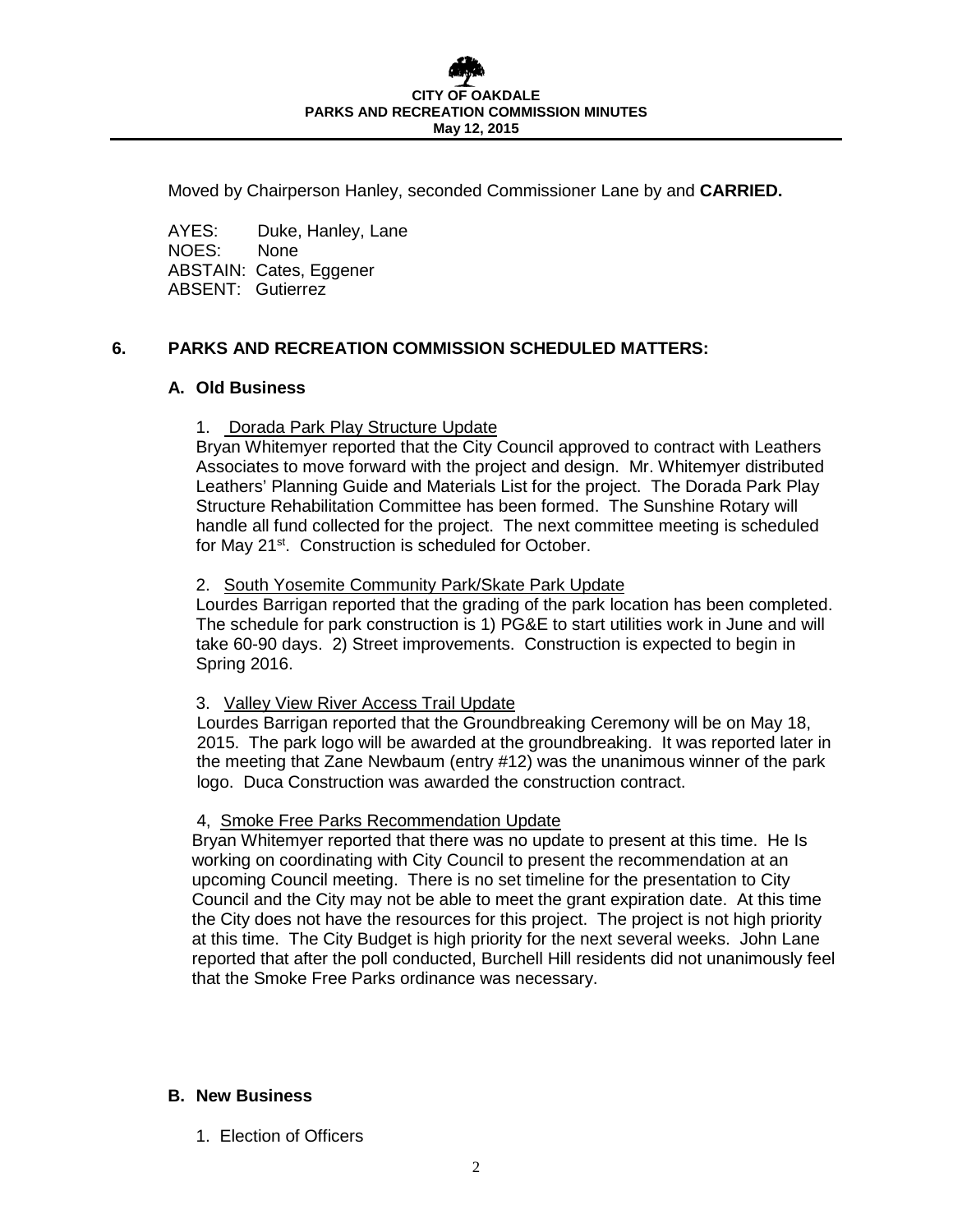Moved by Chairperson Hanley, seconded Commissioner Lane by and **CARRIED.**

AYES: Duke, Hanley, Lane
NOES: None
ABSTAIN: Cates, Eggener
ABSENT: Gutierrez

## 6. PARKS AND RECREATION COMMISSION SCHEDULED MATTERS:

### A. Old Business

1. Dorada Park Play Structure Update

Bryan Whitemyer reported that the City Council approved to contract with Leathers Associates to move forward with the project and design. Mr. Whitemyer distributed Leathers' Planning Guide and Materials List for the project. The Dorada Park Play Structure Rehabilitation Committee has been formed. The Sunshine Rotary will handle all fund collected for the project. The next committee meeting is scheduled for May 21st. Construction is scheduled for October.

2. South Yosemite Community Park/Skate Park Update

Lourdes Barrigan reported that the grading of the park location has been completed. The schedule for park construction is 1) PG&E to start utilities work in June and will take 60-90 days. 2) Street improvements. Construction is expected to begin in Spring 2016.

3. Valley View River Access Trail Update

Lourdes Barrigan reported that the Groundbreaking Ceremony will be on May 18, 2015. The park logo will be awarded at the groundbreaking. It was reported later in the meeting that Zane Newbaum (entry #12) was the unanimous winner of the park logo. Duca Construction was awarded the construction contract.

4, Smoke Free Parks Recommendation Update

Bryan Whitemyer reported that there was no update to present at this time. He Is working on coordinating with City Council to present the recommendation at an upcoming Council meeting. There is no set timeline for the presentation to City Council and the City may not be able to meet the grant expiration date. At this time the City does not have the resources for this project. The project is not high priority at this time. The City Budget is high priority for the next several weeks. John Lane reported that after the poll conducted, Burchell Hill residents did not unanimously feel that the Smoke Free Parks ordinance was necessary.

### B. New Business

1. Election of Officers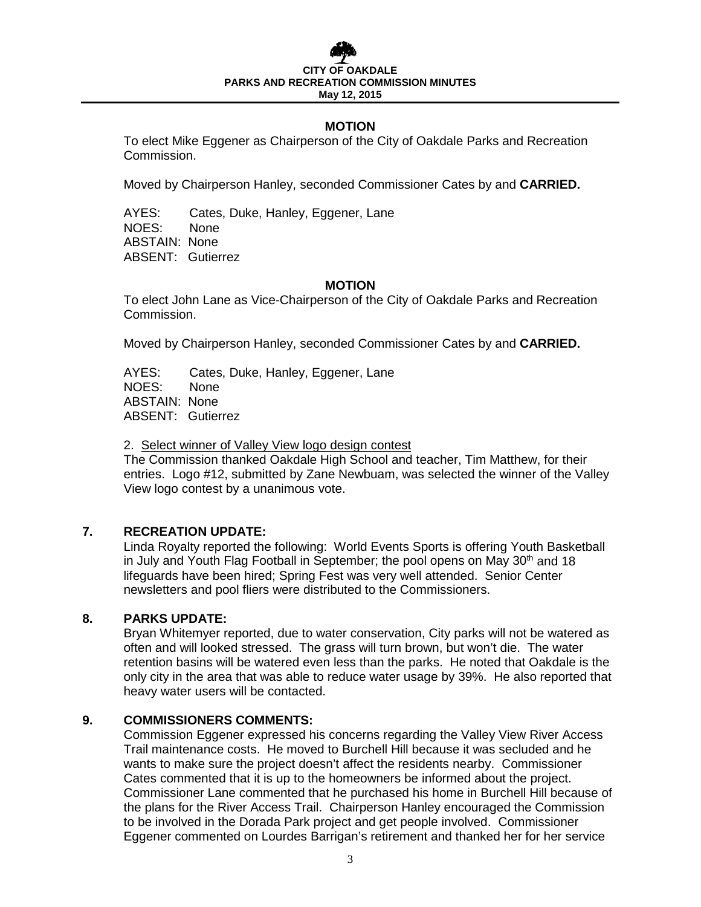**MOTION**

To elect Mike Eggener as Chairperson of the City of Oakdale Parks and Recreation Commission.

Moved by Chairperson Hanley, seconded Commissioner Cates by and **CARRIED.**

AYES: Cates, Duke, Hanley, Eggener, Lane
NOES: None
ABSTAIN: None
ABSENT: Gutierrez

**MOTION**

To elect John Lane as Vice-Chairperson of the City of Oakdale Parks and Recreation Commission.

Moved by Chairperson Hanley, seconded Commissioner Cates by and **CARRIED.**

AYES: Cates, Duke, Hanley, Eggener, Lane
NOES: None
ABSTAIN: None
ABSENT: Gutierrez

2. Select winner of Valley View logo design contest

The Commission thanked Oakdale High School and teacher, Tim Matthew, for their entries. Logo #12, submitted by Zane Newbuam, was selected the winner of the Valley View logo contest by a unanimous vote.

## 7. RECREATION UPDATE:

Linda Royalty reported the following: World Events Sports is offering Youth Basketball in July and Youth Flag Football in September; the pool opens on May 30th and 18 lifeguards have been hired; Spring Fest was very well attended. Senior Center newsletters and pool fliers were distributed to the Commissioners.

## 8. PARKS UPDATE:

Bryan Whitemyer reported, due to water conservation, City parks will not be watered as often and will looked stressed. The grass will turn brown, but won't die. The water retention basins will be watered even less than the parks. He noted that Oakdale is the only city in the area that was able to reduce water usage by 39%. He also reported that heavy water users will be contacted.

## 9. COMMISSIONERS COMMENTS:

Commission Eggener expressed his concerns regarding the Valley View River Access Trail maintenance costs. He moved to Burchell Hill because it was secluded and he wants to make sure the project doesn't affect the residents nearby. Commissioner Cates commented that it is up to the homeowners be informed about the project. Commissioner Lane commented that he purchased his home in Burchell Hill because of the plans for the River Access Trail. Chairperson Hanley encouraged the Commission to be involved in the Dorada Park project and get people involved. Commissioner Eggener commented on Lourdes Barrigan's retirement and thanked her for her service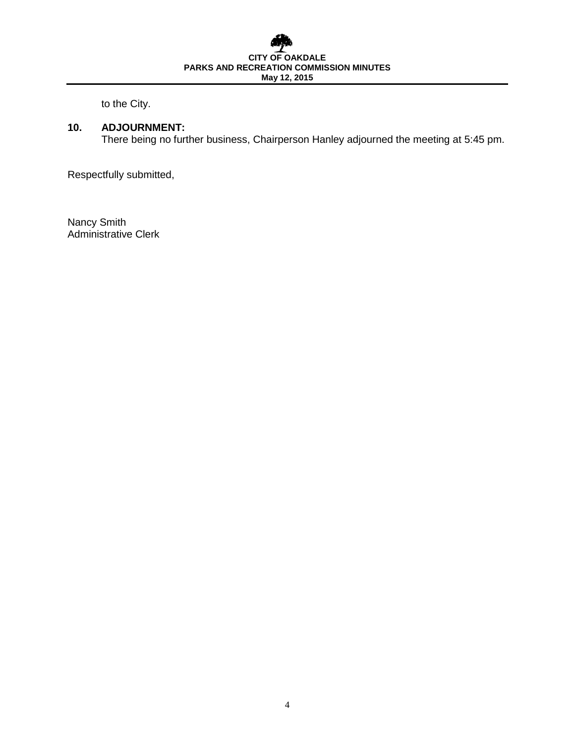to the City.

**10. ADJOURNMENT:**

There being no further business, Chairperson Hanley adjourned the meeting at 5:45 pm.

Respectfully submitted,

Nancy Smith
Administrative Clerk